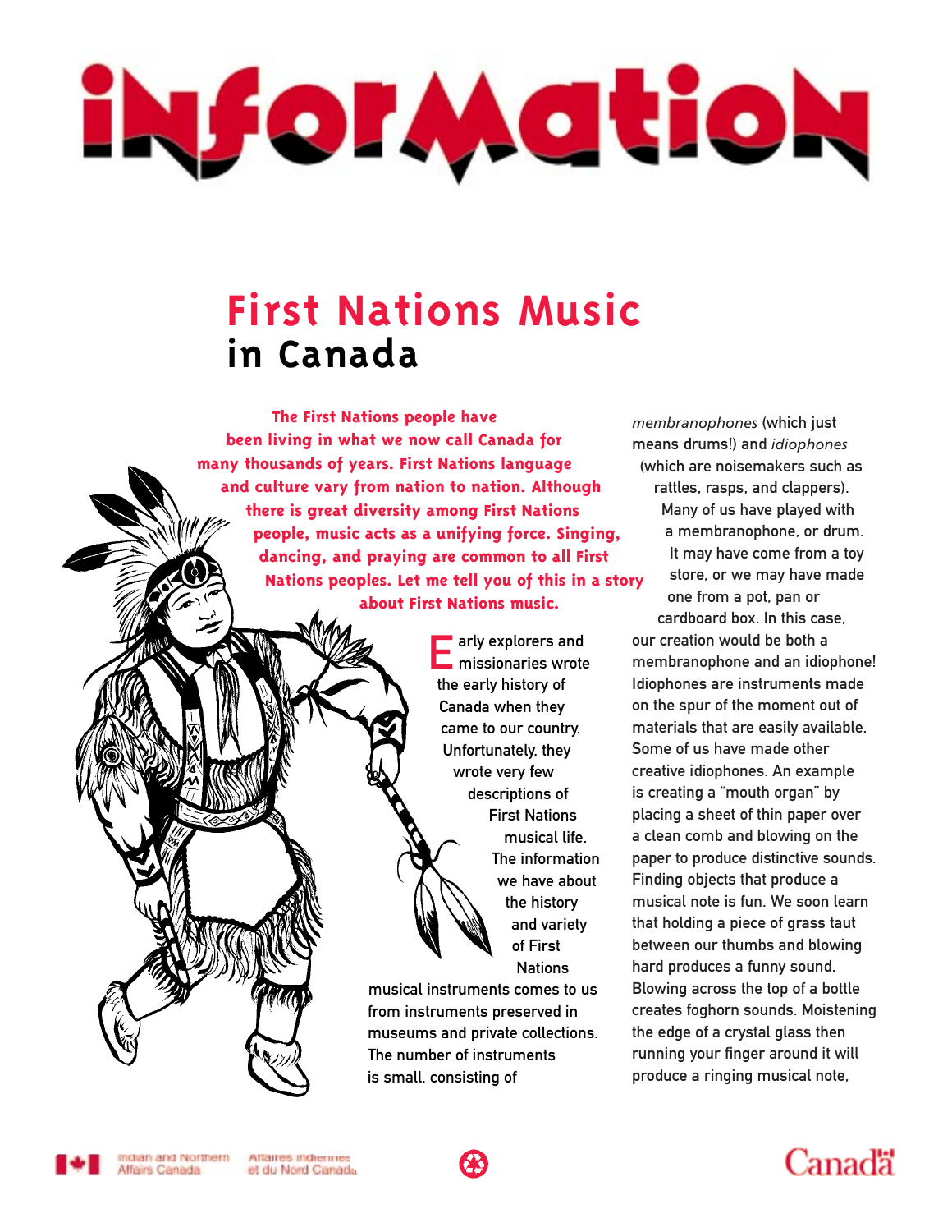# information

# First Nations Music in Canada

**The First Nations people have been living in what we now call Canada for many thousands of years. First Nations language and culture vary from nation to nation. Although there is great diversity among First Nations people, music acts as a unifying force. Singing, dancing, and praying are common to all First Nations peoples. Let me tell you of this in a story about First Nations music.**

Early explorers and missionaries wrote the early history of Canada when they came to our country. Unfortunately, they wrote very few descriptions of First Nations musical life. The information we have about the history and variety of First Nations musical instruments comes to us from instruments preserved in museums and private collections. The number of instruments is small, consisting of *membranophones* (which just means drums!) and *idiophones* (which are noisemakers such as rattles, rasps, and clappers). Many of us have played with a membranophone, or drum. It may have come from a toy store, or we may have made one from a pot, pan or cardboard box. In this case, our creation would be both a membranophone and an idiophone! Idiophones are instruments made on the spur of the moment out of materials that are easily available. Some of us have made other creative idiophones. An example is creating a "mouth organ" by placing a sheet of thin paper over a clean comb and blowing on the paper to produce distinctive sounds. Finding objects that produce a musical note is fun. We soon learn that holding a piece of grass taut between our thumbs and blowing hard produces a funny sound. Blowing across the top of a bottle creates foghorn sounds. Moistening the edge of a crystal glass then running your finger around it will produce a ringing musical note,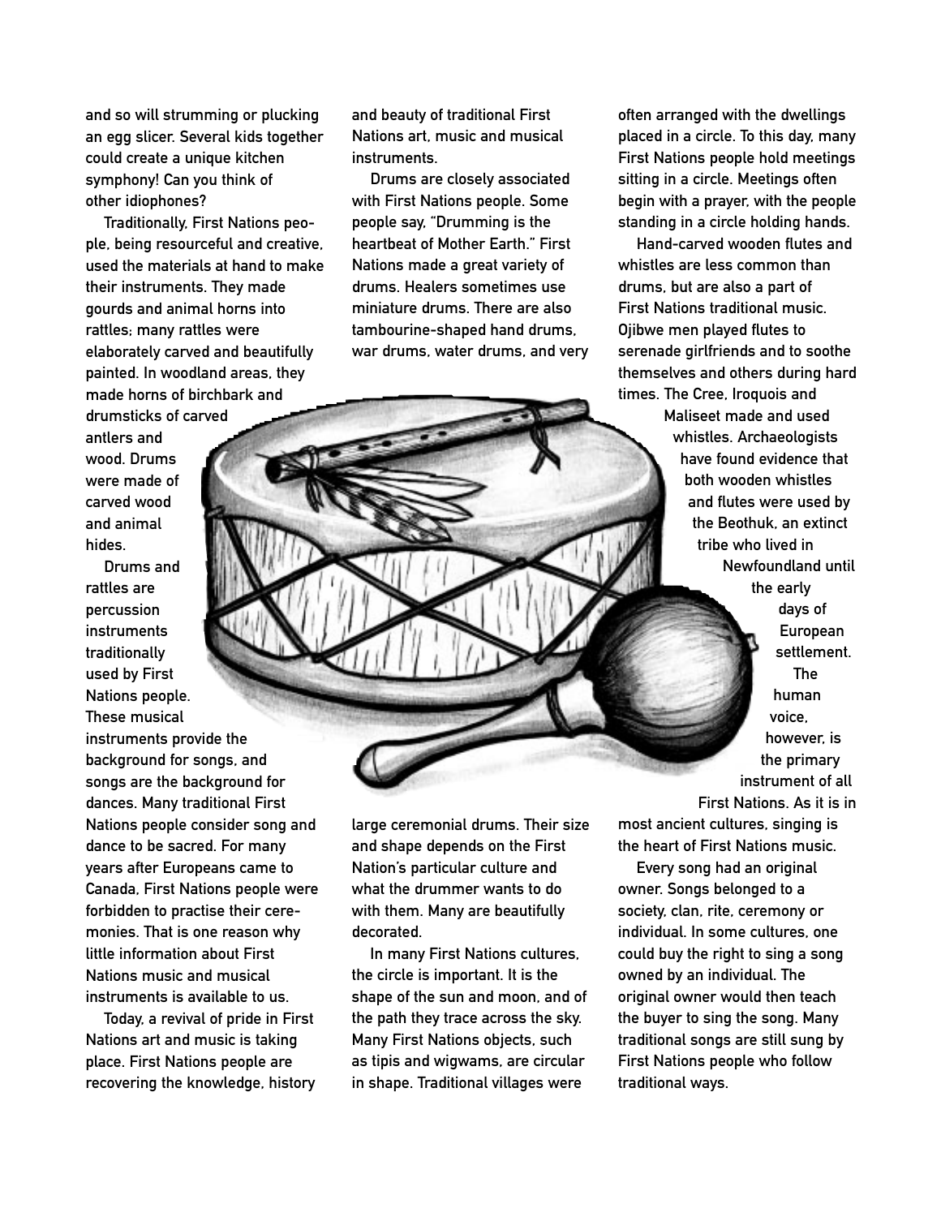and so will strumming or plucking an egg slicer. Several kids together could create a unique kitchen symphony! Can you think of other idiophones?

Traditionally, First Nations people, being resourceful and creative, used the materials at hand to make their instruments. They made gourds and animal horns into rattles; many rattles were elaborately carved and beautifully painted. In woodland areas, they made horns of birchbark and drumsticks of carved antlers and wood. Drums were made of carved wood and animal hides.

Drums and rattles are percussion instruments traditionally used by First Nations people. These musical instruments provide the background for songs, and songs are the background for dances. Many traditional First Nations people consider song and dance to be sacred. For many years after Europeans came to Canada, First Nations people were forbidden to practise their ceremonies. That is one reason why little information about First Nations music and musical instruments is available to us.

Today, a revival of pride in First Nations art and music is taking place. First Nations people are recovering the knowledge, history and beauty of traditional First Nations art, music and musical instruments.

Drums are closely associated with First Nations people. Some people say, "Drumming is the heartbeat of Mother Earth." First Nations made a great variety of drums. Healers sometimes use miniature drums. There are also tambourine-shaped hand drums, war drums, water drums, and very large ceremonial drums. Their size and shape depends on the First Nation's particular culture and what the drummer wants to do with them. Many are beautifully decorated.

In many First Nations cultures, the circle is important. It is the shape of the sun and moon, and of the path they trace across the sky. Many First Nations objects, such as tipis and wigwams, are circular in shape. Traditional villages were often arranged with the dwellings placed in a circle. To this day, many First Nations people hold meetings sitting in a circle. Meetings often begin with a prayer, with the people standing in a circle holding hands.

Hand-carved wooden flutes and whistles are less common than drums, but are also a part of First Nations traditional music. Ojibwe men played flutes to serenade girlfriends and to soothe themselves and others during hard times. The Cree, Iroquois and Maliseet made and used whistles. Archaeologists have found evidence that both wooden whistles and flutes were used by the Beothuk, an extinct tribe who lived in Newfoundland until the early days of European settlement.

The human voice, however, is the primary instrument of all First Nations. As it is in most ancient cultures, singing is the heart of First Nations music.

Every song had an original owner. Songs belonged to a society, clan, rite, ceremony or individual. In some cultures, one could buy the right to sing a song owned by an individual. The original owner would then teach the buyer to sing the song. Many traditional songs are still sung by First Nations people who follow traditional ways.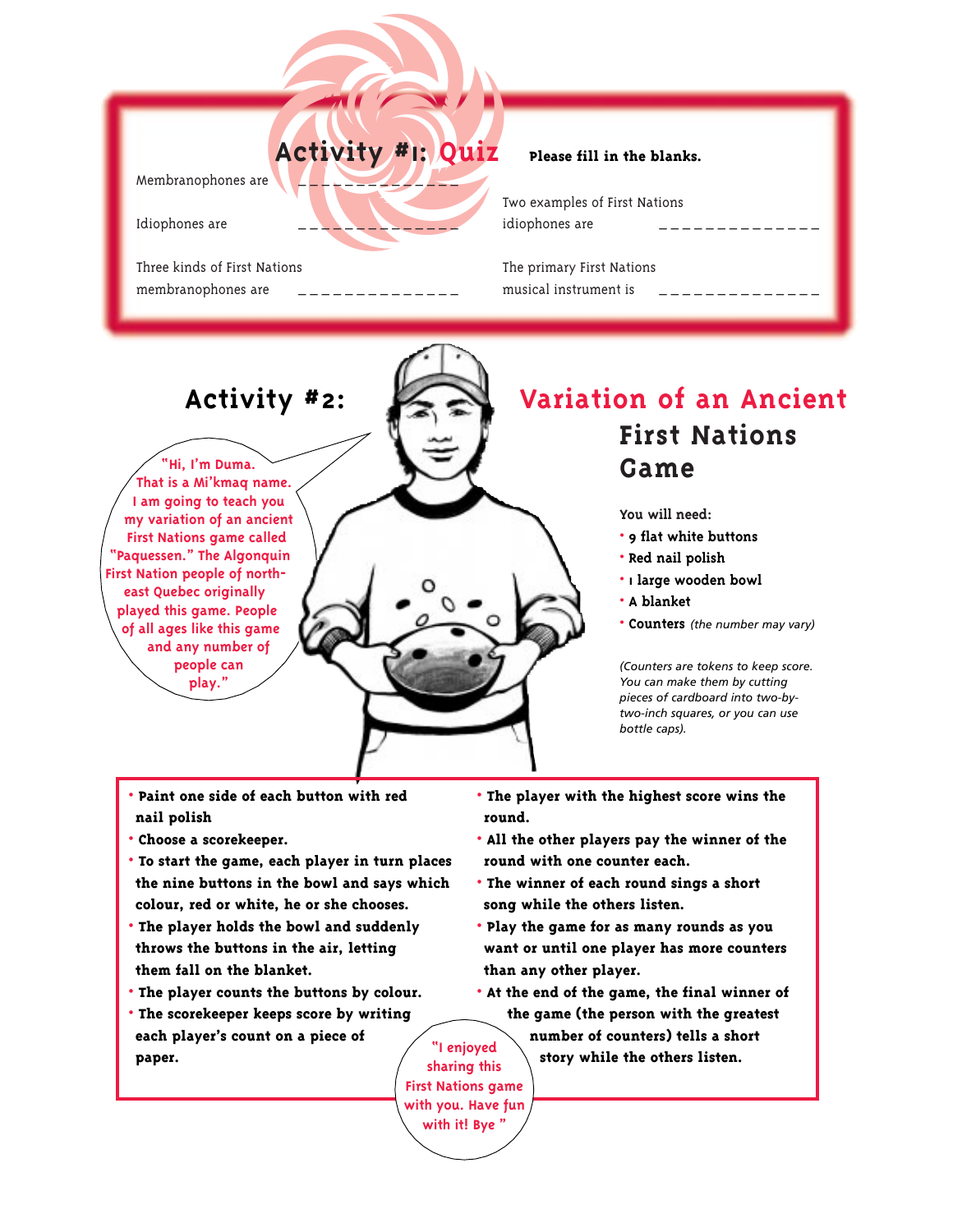## Activity #1: Quiz

**Please fill in the blanks.**

Membranophones are ______________

Idiophones are ______________

Three kinds of First Nations membranophones are ______________

Two examples of First Nations idiophones are ______________

The primary First Nations musical instrument is ______________

## Activity #2: Variation of an Ancient First Nations Game

"Hi, I'm Duma. That is a Mi'kmaq name. I am going to teach you my variation of an ancient First Nations game called "Paquessen." The Algonquin First Nation people of north-east Quebec originally played this game. People of all ages like this game and any number of people can play."

**You will need:**

- **9 flat white buttons**
- **Red nail polish**
- **1 large wooden bowl**
- **A blanket**
- **Counters** *(the number may vary)*

*(Counters are tokens to keep score. You can make them by cutting pieces of cardboard into two-by-two-inch squares, or you can use bottle caps).*

- **Paint one side of each button with red nail polish**
- **Choose a scorekeeper.**
- **To start the game, each player in turn places the nine buttons in the bowl and says which colour, red or white, he or she chooses.**
- **The player holds the bowl and suddenly throws the buttons in the air, letting them fall on the blanket.**
- **The player counts the buttons by colour.**
- **The scorekeeper keeps score by writing each player's count on a piece of paper.**
- **The player with the highest score wins the round.**
- **All the other players pay the winner of the round with one counter each.**
- **The winner of each round sings a short song while the others listen.**
- **Play the game for as many rounds as you want or until one player has more counters than any other player.**
- **At the end of the game, the final winner of the game (the person with the greatest number of counters) tells a short story while the others listen.**

"I enjoyed sharing this First Nations game with you. Have fun with it! Bye"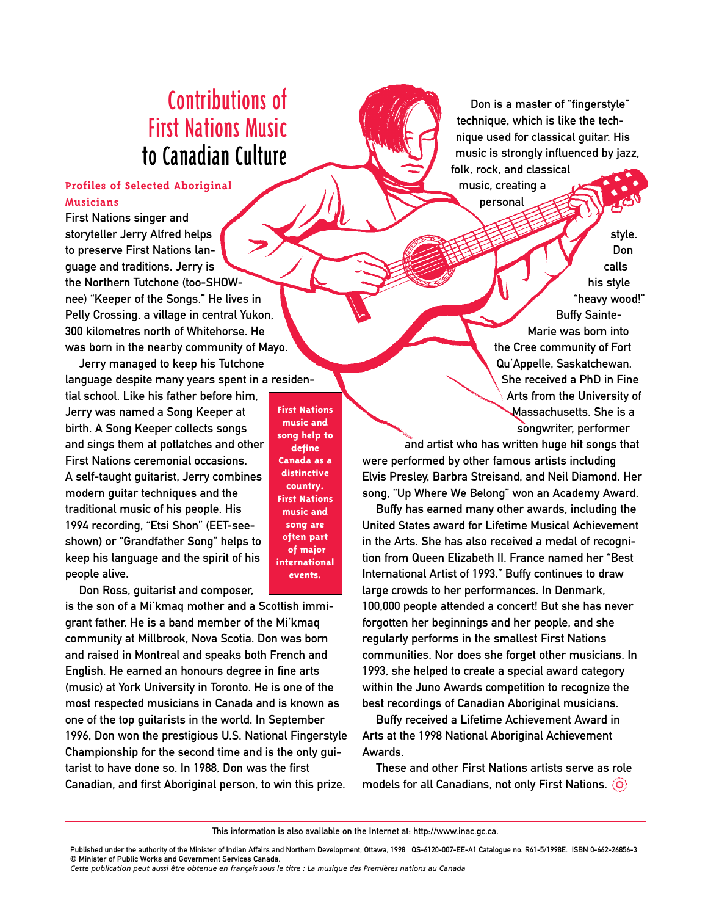# Contributions of First Nations Music to Canadian Culture

### Profiles of Selected Aboriginal Musicians

First Nations singer and storyteller Jerry Alfred helps to preserve First Nations language and traditions. Jerry is the Northern Tutchone (too-SHOW-nee) "Keeper of the Songs." He lives in Pelly Crossing, a village in central Yukon, 300 kilometres north of Whitehorse. He was born in the nearby community of Mayo.

Jerry managed to keep his Tutchone language despite many years spent in a residential school. Like his father before him, Jerry was named a Song Keeper at birth. A Song Keeper collects songs and sings them at potlatches and other First Nations ceremonial occasions. A self-taught guitarist, Jerry combines modern guitar techniques and the traditional music of his people. His 1994 recording, "Etsi Shon" (EET-see-shown) or "Grandfather Song" helps to keep his language and the spirit of his people alive.

**First Nations music and song help to define Canada as a distinctive country. First Nations music and song are often part of major international events.**

Don Ross, guitarist and composer, is the son of a Mi'kmaq mother and a Scottish immigrant father. He is a band member of the Mi'kmaq community at Millbrook, Nova Scotia. Don was born and raised in Montreal and speaks both French and English. He earned an honours degree in fine arts (music) at York University in Toronto. He is one of the most respected musicians in Canada and is known as one of the top guitarists in the world. In September 1996, Don won the prestigious U.S. National Fingerstyle Championship for the second time and is the only guitarist to have done so. In 1988, Don was the first Canadian, and first Aboriginal person, to win this prize.

Don is a master of "fingerstyle" technique, which is like the technique used for classical guitar. His music is strongly influenced by jazz, folk, rock, and classical music, creating a personal style. Don calls his style "heavy wood!"

Buffy Sainte-Marie was born into the Cree community of Fort Qu'Appelle, Saskatchewan. She received a PhD in Fine Arts from the University of Massachusetts. She is a songwriter, performer and artist who has written huge hit songs that were performed by other famous artists including Elvis Presley, Barbra Streisand, and Neil Diamond. Her song, "Up Where We Belong" won an Academy Award.

Buffy has earned many other awards, including the United States award for Lifetime Musical Achievement in the Arts. She has also received a medal of recognition from Queen Elizabeth II. France named her "Best International Artist of 1993." Buffy continues to draw large crowds to her performances. In Denmark, 100,000 people attended a concert! But she has never forgotten her beginnings and her people, and she regularly performs in the smallest First Nations communities. Nor does she forget other musicians. In 1993, she helped to create a special award category within the Juno Awards competition to recognize the best recordings of Canadian Aboriginal musicians.

Buffy received a Lifetime Achievement Award in Arts at the 1998 National Aboriginal Achievement Awards.

These and other First Nations artists serve as role models for all Canadians, not only First Nations.

This information is also available on the Internet at: http://www.inac.gc.ca.

Published under the authority of the Minister of Indian Affairs and Northern Development, Ottawa, 1998 QS-6120-007-EE-A1 Catalogue no. R41-5/1998E. ISBN 0-662-26856-3
© Minister of Public Works and Government Services Canada.
*Cette publication peut aussi être obtenue en français sous le titre : La musique des Premières nations au Canada*